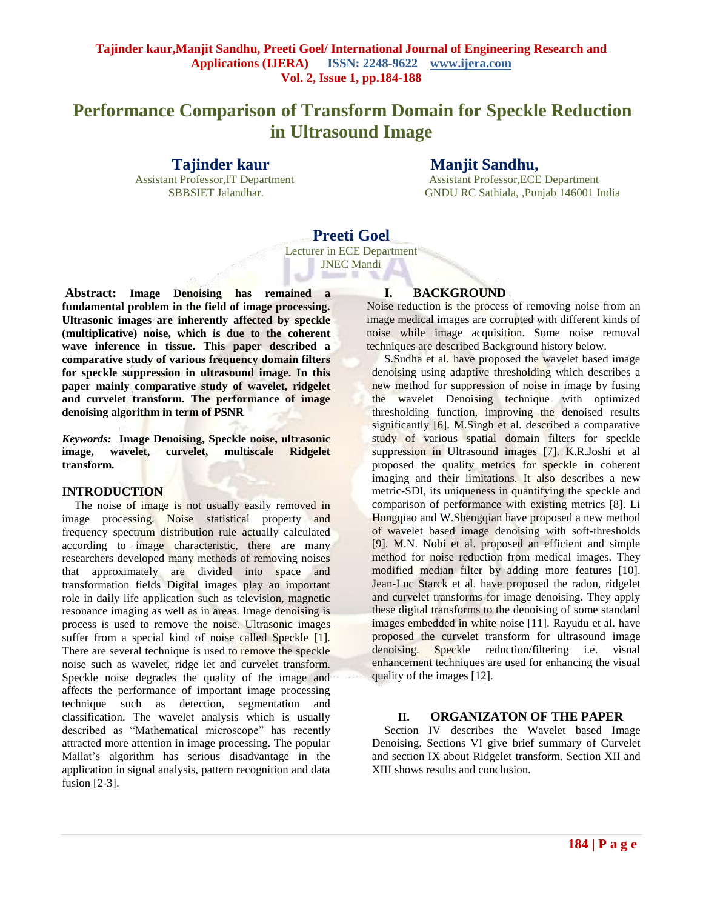# Performance Comparison of Transform Domain for Speckle Reduction in Ultrasound Image

**Tajinder kaur**
Assistant Professor,IT Department
SBBSIET Jalandhar.

**Manjit Sandhu,**
Assistant Professor,ECE Department
GNDU RC Sathiala, ,Punjab 146001 India

**Preeti Goel**
Lecturer in ECE Department
JNEC Mandi

**Abstract: Image Denoising has remained a fundamental problem in the field of image processing. Ultrasonic images are inherently affected by speckle (multiplicative) noise, which is due to the coherent wave inference in tissue. This paper described a comparative study of various frequency domain filters for speckle suppression in ultrasound image. In this paper mainly comparative study of wavelet, ridgelet and curvelet transform. The performance of image denoising algorithm in term of PSNR**

***Keywords:*** **Image Denoising, Speckle noise, ultrasonic image, wavelet, curvelet, multiscale Ridgelet transform.**

## INTRODUCTION

The noise of image is not usually easily removed in image processing. Noise statistical property and frequency spectrum distribution rule actually calculated according to image characteristic, there are many researchers developed many methods of removing noises that approximately are divided into space and transformation fields Digital images play an important role in daily life application such as television, magnetic resonance imaging as well as in areas. Image denoising is process is used to remove the noise. Ultrasonic images suffer from a special kind of noise called Speckle [1]. There are several technique is used to remove the speckle noise such as wavelet, ridge let and curvelet transform. Speckle noise degrades the quality of the image and affects the performance of important image processing technique such as detection, segmentation and classification. The wavelet analysis which is usually described as "Mathematical microscope" has recently attracted more attention in image processing. The popular Mallat's algorithm has serious disadvantage in the application in signal analysis, pattern recognition and data fusion [2-3].

## I. BACKGROUND

Noise reduction is the process of removing noise from an image medical images are corrupted with different kinds of noise while image acquisition. Some noise removal techniques are described Background history below.

S.Sudha et al. have proposed the wavelet based image denoising using adaptive thresholding which describes a new method for suppression of noise in image by fusing the wavelet Denoising technique with optimized thresholding function, improving the denoised results significantly [6]. M.Singh et al. described a comparative study of various spatial domain filters for speckle suppression in Ultrasound images [7]. K.R.Joshi et al proposed the quality metrics for speckle in coherent imaging and their limitations. It also describes a new metric-SDI, its uniqueness in quantifying the speckle and comparison of performance with existing metrics [8]. Li Hongqiao and W.Shengqian have proposed a new method of wavelet based image denoising with soft-thresholds [9]. M.N. Nobi et al. proposed an efficient and simple method for noise reduction from medical images. They modified median filter by adding more features [10]. Jean-Luc Starck et al. have proposed the radon, ridgelet and curvelet transforms for image denoising. They apply these digital transforms to the denoising of some standard images embedded in white noise [11]. Rayudu et al. have proposed the curvelet transform for ultrasound image denoising. Speckle reduction/filtering i.e. visual enhancement techniques are used for enhancing the visual quality of the images [12].

## II. ORGANIZATON OF THE PAPER

Section IV describes the Wavelet based Image Denoising. Sections VI give brief summary of Curvelet and section IX about Ridgelet transform. Section XII and XIII shows results and conclusion.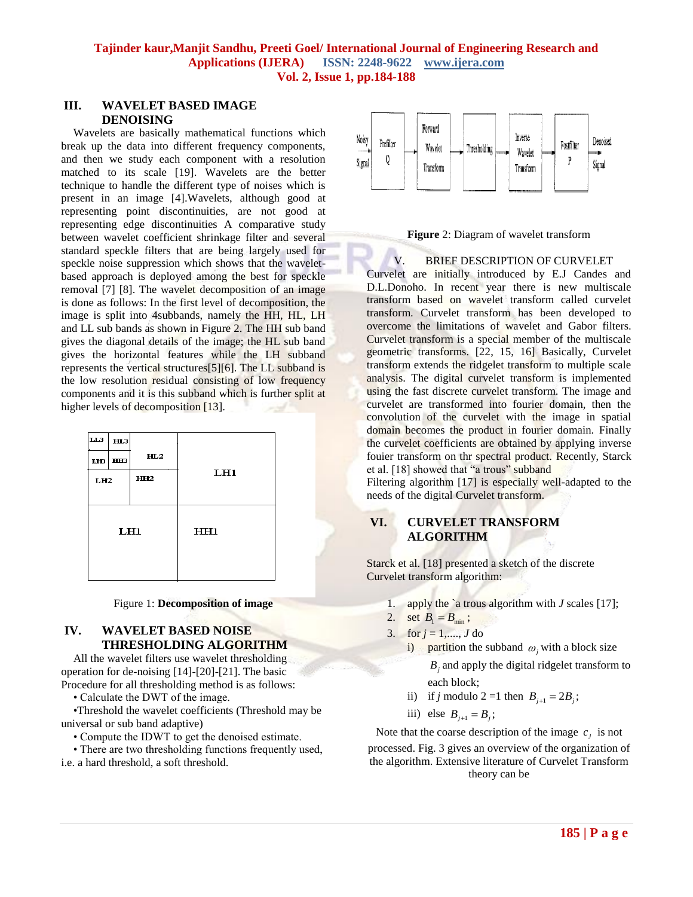## III. WAVELET BASED IMAGE DENOISING

Wavelets are basically mathematical functions which break up the data into different frequency components, and then we study each component with a resolution matched to its scale [19]. Wavelets are the better technique to handle the different type of noises which is present in an image [4].Wavelets, although good at representing point discontinuities, are not good at representing edge discontinuities A comparative study between wavelet coefficient shrinkage filter and several standard speckle filters that are being largely used for speckle noise suppression which shows that the wavelet-based approach is deployed among the best for speckle removal [7] [8]. The wavelet decomposition of an image is done as follows: In the first level of decomposition, the image is split into 4subbands, namely the HH, HL, LH and LL sub bands as shown in Figure 2. The HH sub band gives the diagonal details of the image; the HL sub band gives the horizontal features while the LH subband represents the vertical structures[5][6]. The LL subband is the low resolution residual consisting of low frequency components and it is this subband which is further split at higher levels of decomposition [13].

| LL3 | HL3 | HL2 | LH1 |
|---|---|---|---|
| LH3 | HH3 | | |
| LH2 | | HH2 | |
| LH1 | | | HH1 |

Figure 1: **Decomposition of image**

## IV. WAVELET BASED NOISE THRESHOLDING ALGORITHM

All the wavelet filters use wavelet thresholding operation for de-noising [14]-[20]-[21]. The basic Procedure for all thresholding method is as follows:

- Calculate the DWT of the image.
- Threshold the wavelet coefficients (Threshold may be universal or sub band adaptive)
- Compute the IDWT to get the denoised estimate.
- There are two thresholding functions frequently used, i.e. a hard threshold, a soft threshold.

Noisy Signal → Prefilter Q → Forward Wavelet Transform → Thresholding → Inverse Wavelet Transform → Postfilter P → Denoised Signal

**Figure** 2: Diagram of wavelet transform

## V. BRIEF DESCRIPTION OF CURVELET

Curvelet are initially introduced by E.J Candes and D.L.Donoho. In recent year there is new multiscale transform based on wavelet transform called curvelet transform. Curvelet transform has been developed to overcome the limitations of wavelet and Gabor filters. Curvelet transform is a special member of the multiscale geometric transforms. [22, 15, 16] Basically, Curvelet transform extends the ridgelet transform to multiple scale analysis. The digital curvelet transform is implemented using the fast discrete curvelet transform. The image and curvelet are transformed into fourier domain, then the convolution of the curvelet with the image in spatial domain becomes the product in fourier domain. Finally the curvelet coefficients are obtained by applying inverse fouier transform on thr spectral product. Recently, Starck et al. [18] showed that "a trous" subband Filtering algorithm [17] is especially well-adapted to the needs of the digital Curvelet transform.

## VI. CURVELET TRANSFORM ALGORITHM

Starck et al. [18] presented a sketch of the discrete Curvelet transform algorithm:

1. apply the `a trous algorithm with $J$ scales [17];
2. set $B_1 = B_{\min}$ ;
3. for $j = 1,...., J$ do
   - i) partition the subband $\omega_j$ with a block size $B_j$ and apply the digital ridgelet transform to each block;
   - ii) if $j$ modulo 2 =1 then $B_{j+1} = 2B_j$;
   - iii) else $B_{j+1} = B_j$;

Note that the coarse description of the image $c_j$ is not processed. Fig. 3 gives an overview of the organization of the algorithm. Extensive literature of Curvelet Transform theory can be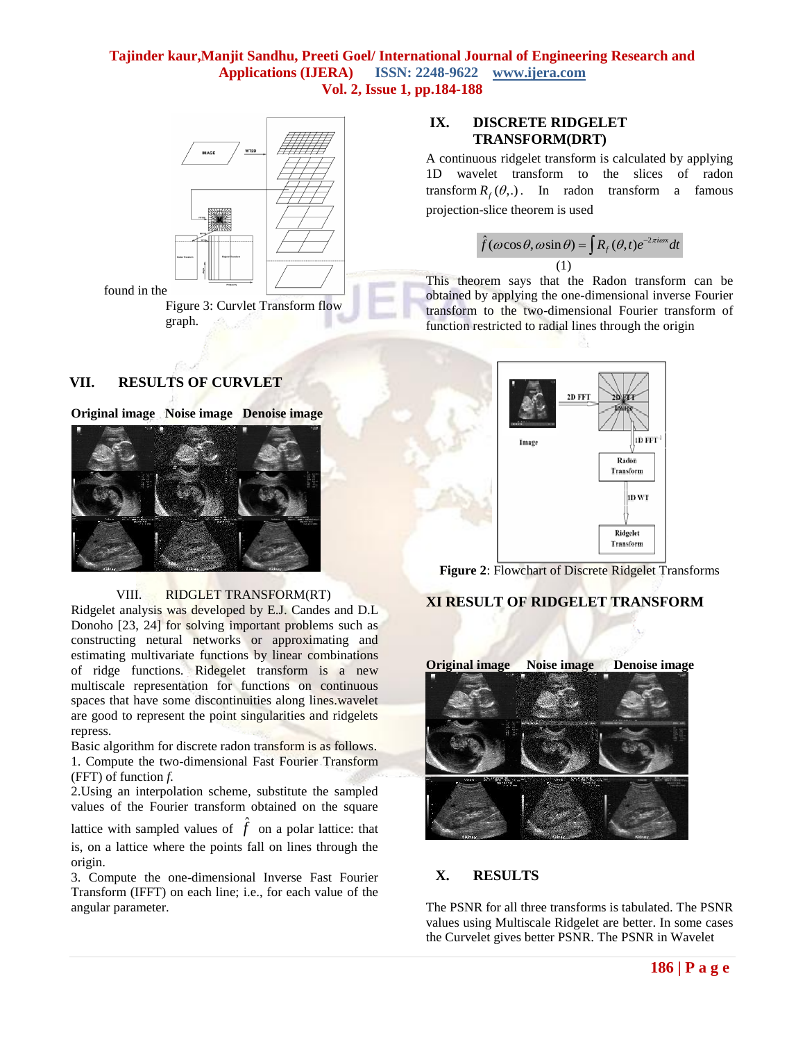found in the

Figure 3: Curvlet Transform flow graph.

## VII. RESULTS OF CURVLET

**Original image Noise image Denoise image**

## VIII. RIDGLET TRANSFORM(RT)

Ridgelet analysis was developed by E.J. Candes and D.L Donoho [23, 24] for solving important problems such as constructing netural networks or approximating and estimating multivariate functions by linear combinations of ridge functions. Ridegelet transform is a new multiscale representation for functions on continuous spaces that have some discontinuities along lines.wavelet are good to represent the point singularities and ridgelets repress.

Basic algorithm for discrete radon transform is as follows.

1. Compute the two-dimensional Fast Fourier Transform (FFT) of function *f.*

2.Using an interpolation scheme, substitute the sampled values of the Fourier transform obtained on the square lattice with sampled values of $\hat{f}$ on a polar lattice: that is, on a lattice where the points fall on lines through the origin.

3. Compute the one-dimensional Inverse Fast Fourier Transform (IFFT) on each line; i.e., for each value of the angular parameter.

## IX. DISCRETE RIDGELET TRANSFORM(DRT)

A continuous ridgelet transform is calculated by applying 1D wavelet transform to the slices of radon transform $R_f(\theta,.)$. In radon transform a famous projection-slice theorem is used

$$\hat{f}(\omega\cos\theta,\omega\sin\theta) = \int R_f(\theta,t)e^{-2\pi i\omega x}dt \quad (1)$$

This theorem says that the Radon transform can be obtained by applying the one-dimensional inverse Fourier transform to the two-dimensional Fourier transform of function restricted to radial lines through the origin

**Figure 2**: Flowchart of Discrete Ridgelet Transforms

## XI RESULT OF RIDGELET TRANSFORM

**Original image Noise image Denoise image**

## X. RESULTS

The PSNR for all three transforms is tabulated. The PSNR values using Multiscale Ridgelet are better. In some cases the Curvelet gives better PSNR. The PSNR in Wavelet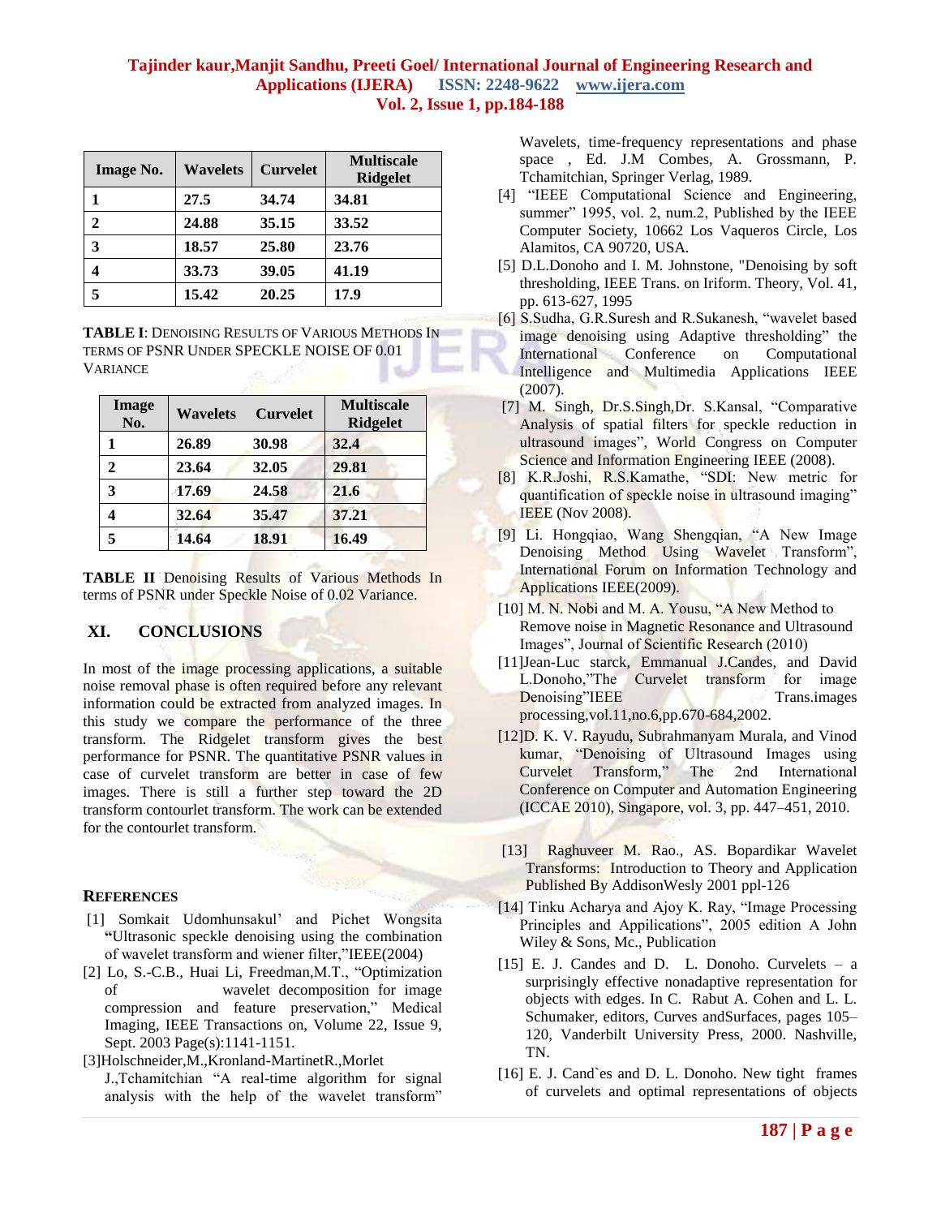| Image No. | Wavelets | Curvelet | Multiscale Ridgelet |
|---|---|---|---|
| 1 | 27.5 | 34.74 | 34.81 |
| 2 | 24.88 | 35.15 | 33.52 |
| 3 | 18.57 | 25.80 | 23.76 |
| 4 | 33.73 | 39.05 | 41.19 |
| 5 | 15.42 | 20.25 | 17.9 |

**TABLE I**: Denoising Results of Various Methods In terms of PSNR Under Speckle Noise of 0.01 Variance

| Image No. | Wavelets | Curvelet | Multiscale Ridgelet |
|---|---|---|---|
| 1 | 26.89 | 30.98 | 32.4 |
| 2 | 23.64 | 32.05 | 29.81 |
| 3 | 17.69 | 24.58 | 21.6 |
| 4 | 32.64 | 35.47 | 37.21 |
| 5 | 14.64 | 18.91 | 16.49 |

**TABLE II** Denoising Results of Various Methods In terms of PSNR under Speckle Noise of 0.02 Variance.

## XI. CONCLUSIONS

In most of the image processing applications, a suitable noise removal phase is often required before any relevant information could be extracted from analyzed images. In this study we compare the performance of the three transform. The Ridgelet transform gives the best performance for PSNR. The quantitative PSNR values in case of curvelet transform are better in case of few images. There is still a further step toward the 2D transform contourlet transform. The work can be extended for the contourlet transform.

## References

[1] Somkait Udomhunsakul' and Pichet Wongsita "Ultrasonic speckle denoising using the combination of wavelet transform and wiener filter,"IEEE(2004)

[2] Lo, S.-C.B., Huai Li, Freedman,M.T., "Optimization of wavelet decomposition for image compression and feature preservation," Medical Imaging, IEEE Transactions on, Volume 22, Issue 9, Sept. 2003 Page(s):1141-1151.

[3]Holschneider,M.,Kronland-MartinetR.,Morlet J.,Tchamitchian "A real-time algorithm for signal analysis with the help of the wavelet transform" Wavelets, time-frequency representations and phase space , Ed. J.M Combes, A. Grossmann, P. Tchamitchian, Springer Verlag, 1989.

[4] "IEEE Computational Science and Engineering, summer" 1995, vol. 2, num.2, Published by the IEEE Computer Society, 10662 Los Vaqueros Circle, Los Alamitos, CA 90720, USA.

[5] D.L.Donoho and I. M. Johnstone, "Denoising by soft thresholding, IEEE Trans. on Iriform. Theory, Vol. 41, pp. 613-627, 1995

[6] S.Sudha, G.R.Suresh and R.Sukanesh, "wavelet based image denoising using Adaptive thresholding" the International Conference on Computational Intelligence and Multimedia Applications IEEE (2007).

[7] M. Singh, Dr.S.Singh,Dr. S.Kansal, "Comparative Analysis of spatial filters for speckle reduction in ultrasound images", World Congress on Computer Science and Information Engineering IEEE (2008).

[8] K.R.Joshi, R.S.Kamathe, "SDI: New metric for quantification of speckle noise in ultrasound imaging" IEEE (Nov 2008).

[9] Li. Hongqiao, Wang Shengqian, "A New Image Denoising Method Using Wavelet Transform", International Forum on Information Technology and Applications IEEE(2009).

[10] M. N. Nobi and M. A. Yousu, "A New Method to Remove noise in Magnetic Resonance and Ultrasound Images", Journal of Scientific Research (2010)

[11]Jean-Luc starck, Emmanual J.Candes, and David L.Donoho,"The Curvelet transform for image Denoising"IEEE Trans.images processing,vol.11,no.6,pp.670-684,2002.

[12]D. K. V. Rayudu, Subrahmanyam Murala, and Vinod kumar, "Denoising of Ultrasound Images using Curvelet Transform," The 2nd International Conference on Computer and Automation Engineering (ICCAE 2010), Singapore, vol. 3, pp. 447–451, 2010.

[13] Raghuveer M. Rao., AS. Bopardikar Wavelet Transforms: Introduction to Theory and Application Published By AddisonWesly 2001 ppl-126

[14] Tinku Acharya and Ajoy K. Ray, "Image Processing Principles and Appilications", 2005 edition A John Wiley & Sons, Mc., Publication

[15] E. J. Candes and D. L. Donoho. Curvelets – a surprisingly effective nonadaptive representation for objects with edges. In C. Rabut A. Cohen and L. L. Schumaker, editors, Curves andSurfaces, pages 105–120, Vanderbilt University Press, 2000. Nashville, TN.

[16] E. J. Cand`es and D. L. Donoho. New tight frames of curvelets and optimal representations of objects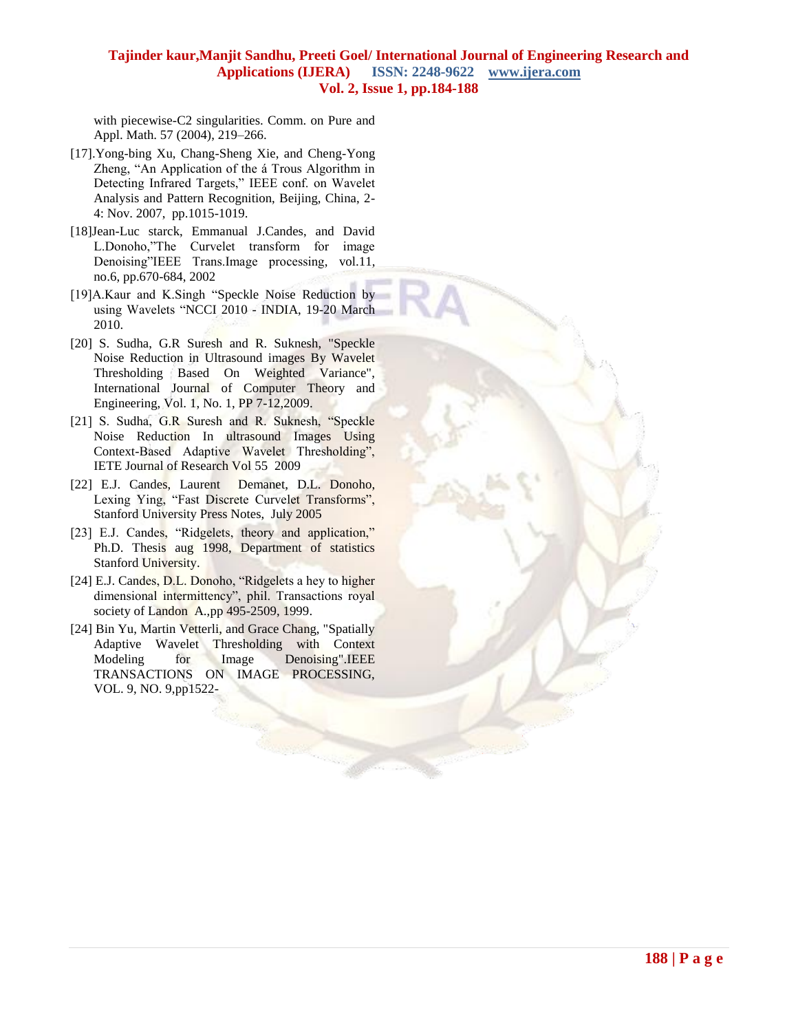with piecewise-C2 singularities. Comm. on Pure and Appl. Math. 57 (2004), 219–266.

[17].Yong-bing Xu, Chang-Sheng Xie, and Cheng-Yong Zheng, "An Application of the á Trous Algorithm in Detecting Infrared Targets," IEEE conf. on Wavelet Analysis and Pattern Recognition, Beijing, China, 2-4: Nov. 2007, pp.1015-1019.

[18]Jean-Luc starck, Emmanual J.Candes, and David L.Donoho,"The Curvelet transform for image Denoising"IEEE Trans.Image processing, vol.11, no.6, pp.670-684, 2002

[19]A.Kaur and K.Singh "Speckle Noise Reduction by using Wavelets "NCCI 2010 - INDIA, 19-20 March 2010.

[20] S. Sudha, G.R Suresh and R. Suknesh, "Speckle Noise Reduction in Ultrasound images By Wavelet Thresholding Based On Weighted Variance", International Journal of Computer Theory and Engineering, Vol. 1, No. 1, PP 7-12,2009.

[21] S. Sudha, G.R Suresh and R. Suknesh, "Speckle Noise Reduction In ultrasound Images Using Context-Based Adaptive Wavelet Thresholding", IETE Journal of Research Vol 55 2009

[22] E.J. Candes, Laurent Demanet, D.L. Donoho, Lexing Ying, "Fast Discrete Curvelet Transforms", Stanford University Press Notes, July 2005

[23] E.J. Candes, "Ridgelets, theory and application," Ph.D. Thesis aug 1998, Department of statistics Stanford University.

[24] E.J. Candes, D.L. Donoho, "Ridgelets a hey to higher dimensional intermittency", phil. Transactions royal society of Landon A.,pp 495-2509, 1999.

[24] Bin Yu, Martin Vetterli, and Grace Chang, "Spatially Adaptive Wavelet Thresholding with Context Modeling for Image Denoising".IEEE TRANSACTIONS ON IMAGE PROCESSING, VOL. 9, NO. 9,pp1522-